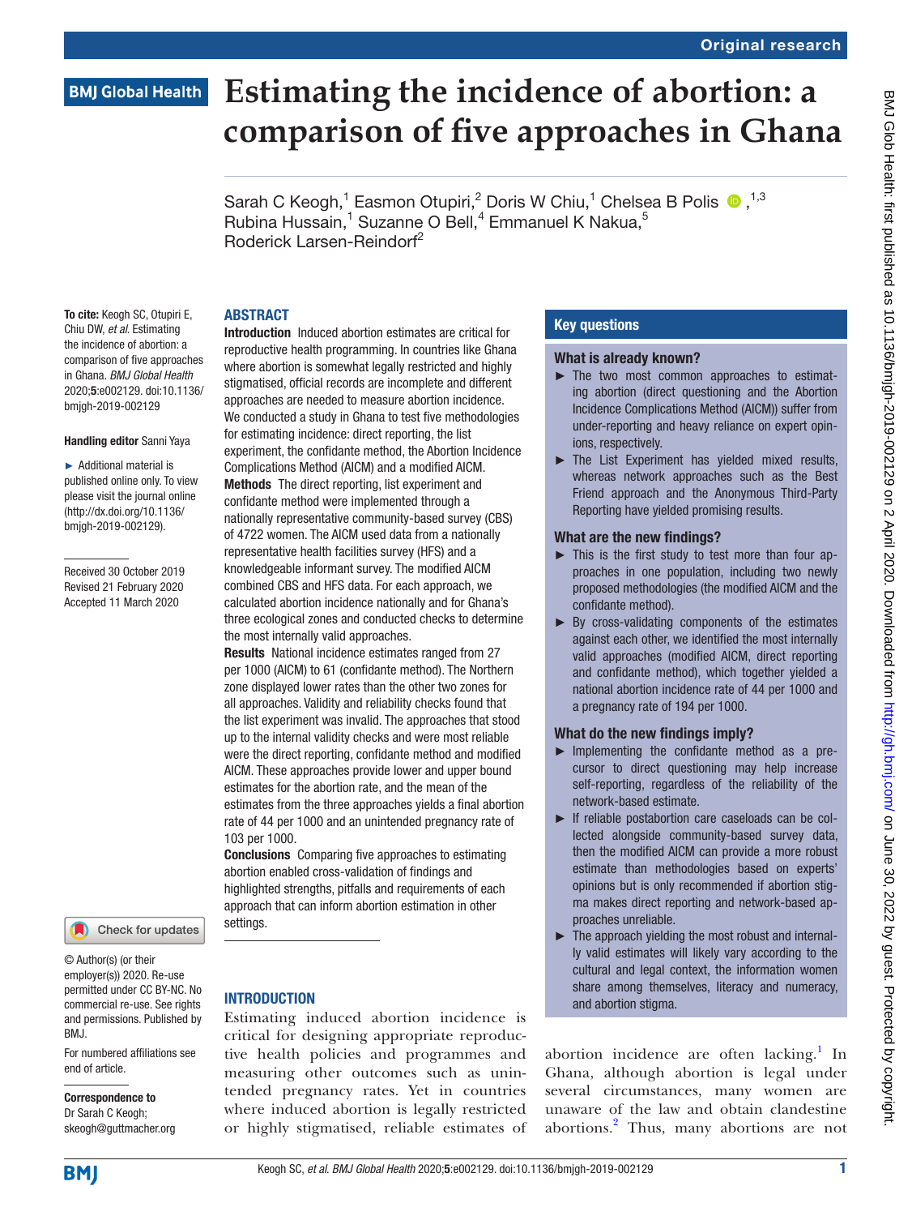Original research

# Estimating the incidence of abortion: a comparison of five approaches in Ghana

Sarah C Keogh,[1] Easmon Otupiri,[2] Doris W Chiu,[1] Chelsea B Polis,[1,3] Rubina Hussain,[1] Suzanne O Bell,[4] Emmanuel K Nakua,[5] Roderick Larsen-Reindorf[2]

**To cite:** Keogh SC, Otupiri E, Chiu DW, *et al*. Estimating the incidence of abortion: a comparison of five approaches in Ghana. *BMJ Global Health* 2020;**5**:e002129. doi:10.1136/bmjgh-2019-002129

**Handling editor** Sanni Yaya

► Additional material is published online only. To view please visit the journal online (http://dx.doi.org/10.1136/bmjgh-2019-002129).

Received 30 October 2019
Revised 21 February 2020
Accepted 11 March 2020

© Author(s) (or their employer(s)) 2020. Re-use permitted under CC BY-NC. No commercial re-use. See rights and permissions. Published by BMJ.

For numbered affiliations see end of article.

**Correspondence to**
Dr Sarah C Keogh;
skeogh@guttmacher.org

## ABSTRACT

**Introduction** Induced abortion estimates are critical for reproductive health programming. In countries like Ghana where abortion is somewhat legally restricted and highly stigmatised, official records are incomplete and different approaches are needed to measure abortion incidence. We conducted a study in Ghana to test five methodologies for estimating incidence: direct reporting, the list experiment, the confidante method, the Abortion Incidence Complications Method (AICM) and a modified AICM.

**Methods** The direct reporting, list experiment and confidante method were implemented through a nationally representative community-based survey (CBS) of 4722 women. The AICM used data from a nationally representative health facilities survey (HFS) and a knowledgeable informant survey. The modified AICM combined CBS and HFS data. For each approach, we calculated abortion incidence nationally and for Ghana's three ecological zones and conducted checks to determine the most internally valid approaches.

**Results** National incidence estimates ranged from 27 per 1000 (AICM) to 61 (confidante method). The Northern zone displayed lower rates than the other two zones for all approaches. Validity and reliability checks found that the list experiment was invalid. The approaches that stood up to the internal validity checks and were most reliable were the direct reporting, confidante method and modified AICM. These approaches provide lower and upper bound estimates for the abortion rate, and the mean of the estimates from the three approaches yields a final abortion rate of 44 per 1000 and an unintended pregnancy rate of 103 per 1000.

**Conclusions** Comparing five approaches to estimating abortion enabled cross-validation of findings and highlighted strengths, pitfalls and requirements of each approach that can inform abortion estimation in other settings.

## Key questions

### What is already known?

- ► The two most common approaches to estimating abortion (direct questioning and the Abortion Incidence Complications Method (AICM)) suffer from under-reporting and heavy reliance on expert opinions, respectively.
- ► The List Experiment has yielded mixed results, whereas network approaches such as the Best Friend approach and the Anonymous Third-Party Reporting have yielded promising results.

### What are the new findings?

- ► This is the first study to test more than four approaches in one population, including two newly proposed methodologies (the modified AICM and the confidante method).
- ► By cross-validating components of the estimates against each other, we identified the most internally valid approaches (modified AICM, direct reporting and confidante method), which together yielded a national abortion incidence rate of 44 per 1000 and a pregnancy rate of 194 per 1000.

### What do the new findings imply?

- ► Implementing the confidante method as a precursor to direct questioning may help increase self-reporting, regardless of the reliability of the network-based estimate.
- ► If reliable postabortion care caseloads can be collected alongside community-based survey data, then the modified AICM can provide a more robust estimate than methodologies based on experts' opinions but is only recommended if abortion stigma makes direct reporting and network-based approaches unreliable.
- ► The approach yielding the most robust and internally valid estimates will likely vary according to the cultural and legal context, the information women share among themselves, literacy and numeracy, and abortion stigma.

## INTRODUCTION

Estimating induced abortion incidence is critical for designing appropriate reproductive health policies and programmes and measuring other outcomes such as unintended pregnancy rates. Yet in countries where induced abortion is legally restricted or highly stigmatised, reliable estimates of abortion incidence are often lacking.[1] In Ghana, although abortion is legal under several circumstances, many women are unaware of the law and obtain clandestine abortions.[2] Thus, many abortions are not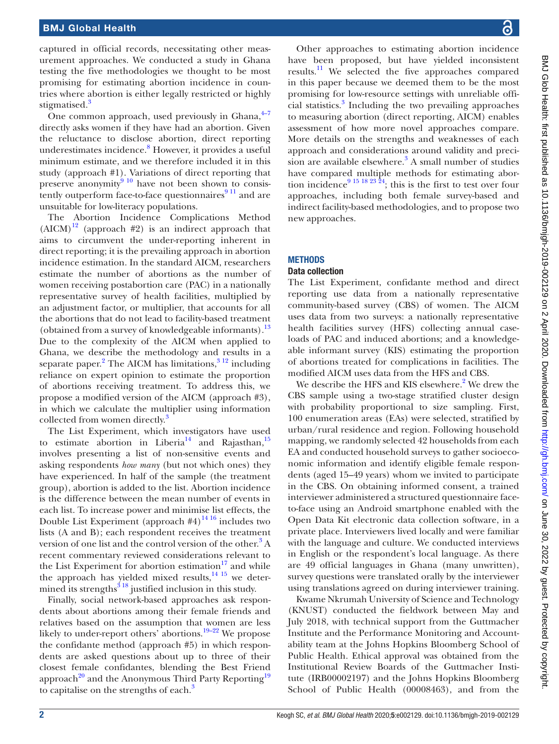captured in official records, necessitating other measurement approaches. We conducted a study in Ghana testing the five methodologies we thought to be most promising for estimating abortion incidence in countries where abortion is either legally restricted or highly stigmatised.[3]

One common approach, used previously in Ghana,[4–7] directly asks women if they have had an abortion. Given the reluctance to disclose abortion, direct reporting underestimates incidence.[8] However, it provides a useful minimum estimate, and we therefore included it in this study (approach #1). Variations of direct reporting that preserve anonymity[9 10] have not been shown to consistently outperform face-to-face questionnaires[9 11] and are unsuitable for low-literacy populations.

The Abortion Incidence Complications Method (AICM)[12] (approach #2) is an indirect approach that aims to circumvent the under-reporting inherent in direct reporting; it is the prevailing approach in abortion incidence estimation. In the standard AICM, researchers estimate the number of abortions as the number of women receiving postabortion care (PAC) in a nationally representative survey of health facilities, multiplied by an adjustment factor, or multiplier, that accounts for all the abortions that do not lead to facility-based treatment (obtained from a survey of knowledgeable informants).[13] Due to the complexity of the AICM when applied to Ghana, we describe the methodology and results in a separate paper.[2] The AICM has limitations,[3 12] including reliance on expert opinion to estimate the proportion of abortions receiving treatment. To address this, we propose a modified version of the AICM (approach #3), in which we calculate the multiplier using information collected from women directly.[3]

The List Experiment, which investigators have used to estimate abortion in Liberia[14] and Rajasthan,[15] involves presenting a list of non-sensitive events and asking respondents *how many* (but not which ones) they have experienced. In half of the sample (the treatment group), abortion is added to the list. Abortion incidence is the difference between the mean number of events in each list. To increase power and minimise list effects, the Double List Experiment (approach #4)[14 16] includes two lists (A and B); each respondent receives the treatment version of one list and the control version of the other.[3] A recent commentary reviewed considerations relevant to the List Experiment for abortion estimation[17] and while the approach has yielded mixed results,[14 15] we determined its strengths[3 18] justified inclusion in this study.

Finally, social network-based approaches ask respondents about abortions among their female friends and relatives based on the assumption that women are less likely to under-report others' abortions.[19–22] We propose the confidante method (approach #5) in which respondents are asked questions about up to three of their closest female confidantes, blending the Best Friend approach[20] and the Anonymous Third Party Reporting[19] to capitalise on the strengths of each.[3]

Other approaches to estimating abortion incidence have been proposed, but have yielded inconsistent results.[11] We selected the five approaches compared in this paper because we deemed them to be the most promising for low-resource settings with unreliable official statistics.[3] Including the two prevailing approaches to measuring abortion (direct reporting, AICM) enables assessment of how more novel approaches compare. More details on the strengths and weaknesses of each approach and considerations around validity and precision are available elsewhere.[3] A small number of studies have compared multiple methods for estimating abortion incidence[9 15 18 23 24]; this is the first to test over four approaches, including both female survey-based and indirect facility-based methodologies, and to propose two new approaches.

## METHODS

### Data collection

The List Experiment, confidante method and direct reporting use data from a nationally representative community-based survey (CBS) of women. The AICM uses data from two surveys: a nationally representative health facilities survey (HFS) collecting annual caseloads of PAC and induced abortions; and a knowledgeable informant survey (KIS) estimating the proportion of abortions treated for complications in facilities. The modified AICM uses data from the HFS and CBS.

We describe the HFS and KIS elsewhere.[2] We drew the CBS sample using a two-stage stratified cluster design with probability proportional to size sampling. First, 100 enumeration areas (EAs) were selected, stratified by urban/rural residence and region. Following household mapping, we randomly selected 42 households from each EA and conducted household surveys to gather socioeconomic information and identify eligible female respondents (aged 15–49 years) whom we invited to participate in the CBS. On obtaining informed consent, a trained interviewer administered a structured questionnaire face-to-face using an Android smartphone enabled with the Open Data Kit electronic data collection software, in a private place. Interviewers lived locally and were familiar with the language and culture. We conducted interviews in English or the respondent's local language. As there are 49 official languages in Ghana (many unwritten), survey questions were translated orally by the interviewer using translations agreed on during interviewer training.

Kwame Nkrumah University of Science and Technology (KNUST) conducted the fieldwork between May and July 2018, with technical support from the Guttmacher Institute and the Performance Monitoring and Accountability team at the Johns Hopkins Bloomberg School of Public Health. Ethical approval was obtained from the Institutional Review Boards of the Guttmacher Institute (IRB00002197) and the Johns Hopkins Bloomberg School of Public Health (00008463), and from the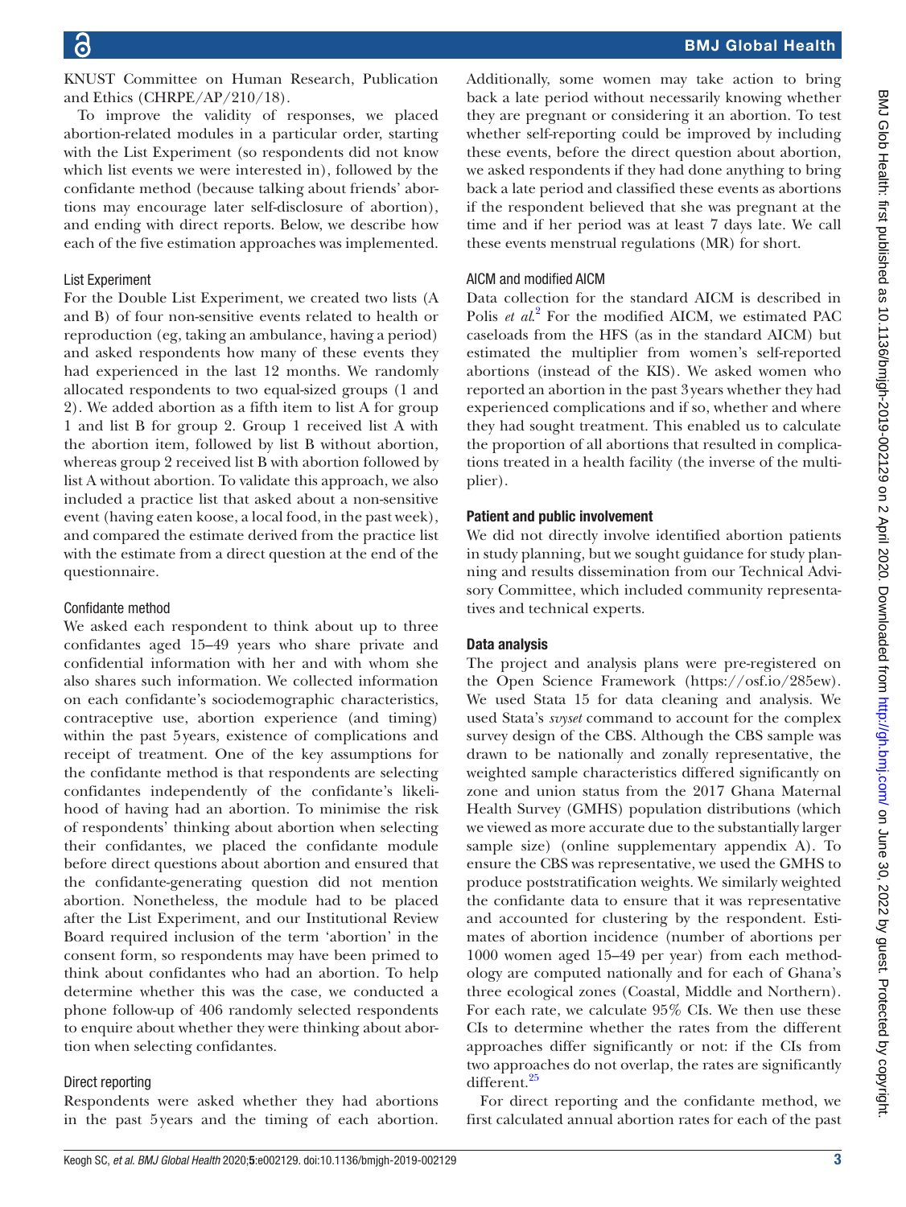KNUST Committee on Human Research, Publication and Ethics (CHRPE/AP/210/18).

To improve the validity of responses, we placed abortion-related modules in a particular order, starting with the List Experiment (so respondents did not know which list events we were interested in), followed by the confidante method (because talking about friends' abortions may encourage later self-disclosure of abortion), and ending with direct reports. Below, we describe how each of the five estimation approaches was implemented.

### List Experiment

For the Double List Experiment, we created two lists (A and B) of four non-sensitive events related to health or reproduction (eg, taking an ambulance, having a period) and asked respondents how many of these events they had experienced in the last 12 months. We randomly allocated respondents to two equal-sized groups (1 and 2). We added abortion as a fifth item to list A for group 1 and list B for group 2. Group 1 received list A with the abortion item, followed by list B without abortion, whereas group 2 received list B with abortion followed by list A without abortion. To validate this approach, we also included a practice list that asked about a non-sensitive event (having eaten koose, a local food, in the past week), and compared the estimate derived from the practice list with the estimate from a direct question at the end of the questionnaire.

### Confidante method

We asked each respondent to think about up to three confidantes aged 15–49 years who share private and confidential information with her and with whom she also shares such information. We collected information on each confidante's sociodemographic characteristics, contraceptive use, abortion experience (and timing) within the past 5 years, existence of complications and receipt of treatment. One of the key assumptions for the confidante method is that respondents are selecting confidantes independently of the confidante's likelihood of having had an abortion. To minimise the risk of respondents' thinking about abortion when selecting their confidantes, we placed the confidante module before direct questions about abortion and ensured that the confidante-generating question did not mention abortion. Nonetheless, the module had to be placed after the List Experiment, and our Institutional Review Board required inclusion of the term 'abortion' in the consent form, so respondents may have been primed to think about confidantes who had an abortion. To help determine whether this was the case, we conducted a phone follow-up of 406 randomly selected respondents to enquire about whether they were thinking about abortion when selecting confidantes.

### Direct reporting

Respondents were asked whether they had abortions in the past 5 years and the timing of each abortion. Additionally, some women may take action to bring back a late period without necessarily knowing whether they are pregnant or considering it an abortion. To test whether self-reporting could be improved by including these events, before the direct question about abortion, we asked respondents if they had done anything to bring back a late period and classified these events as abortions if the respondent believed that she was pregnant at the time and if her period was at least 7 days late. We call these events menstrual regulations (MR) for short.

### AICM and modified AICM

Data collection for the standard AICM is described in Polis *et al*.[2] For the modified AICM, we estimated PAC caseloads from the HFS (as in the standard AICM) but estimated the multiplier from women's self-reported abortions (instead of the KIS). We asked women who reported an abortion in the past 3 years whether they had experienced complications and if so, whether and where they had sought treatment. This enabled us to calculate the proportion of all abortions that resulted in complications treated in a health facility (the inverse of the multiplier).

## Patient and public involvement

We did not directly involve identified abortion patients in study planning, but we sought guidance for study planning and results dissemination from our Technical Advisory Committee, which included community representatives and technical experts.

## Data analysis

The project and analysis plans were pre-registered on the Open Science Framework (https://osf.io/285ew). We used Stata 15 for data cleaning and analysis. We used Stata's *svyset* command to account for the complex survey design of the CBS. Although the CBS sample was drawn to be nationally and zonally representative, the weighted sample characteristics differed significantly on zone and union status from the 2017 Ghana Maternal Health Survey (GMHS) population distributions (which we viewed as more accurate due to the substantially larger sample size) (online supplementary appendix A). To ensure the CBS was representative, we used the GMHS to produce poststratification weights. We similarly weighted the confidante data to ensure that it was representative and accounted for clustering by the respondent. Estimates of abortion incidence (number of abortions per 1000 women aged 15–49 per year) from each methodology are computed nationally and for each of Ghana's three ecological zones (Coastal, Middle and Northern). For each rate, we calculate 95% CIs. We then use these CIs to determine whether the rates from the different approaches differ significantly or not: if the CIs from two approaches do not overlap, the rates are significantly different.[25]

For direct reporting and the confidante method, we first calculated annual abortion rates for each of the past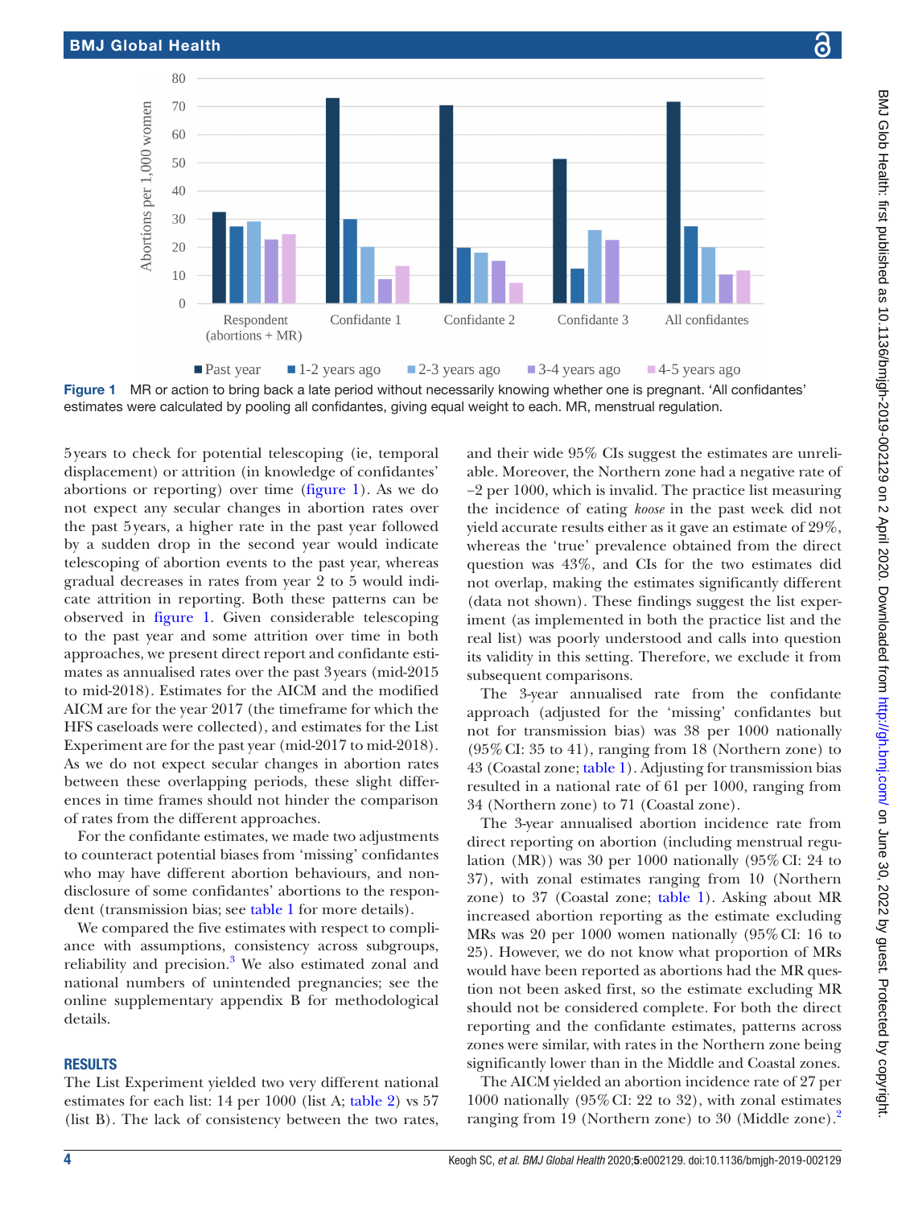**Figure 1** MR or action to bring back a late period without necessarily knowing whether one is pregnant. 'All confidantes' estimates were calculated by pooling all confidantes, giving equal weight to each. MR, menstrual regulation.

5 years to check for potential telescoping (ie, temporal displacement) or attrition (in knowledge of confidantes' abortions or reporting) over time (figure 1). As we do not expect any secular changes in abortion rates over the past 5 years, a higher rate in the past year followed by a sudden drop in the second year would indicate telescoping of abortion events to the past year, whereas gradual decreases in rates from year 2 to 5 would indicate attrition in reporting. Both these patterns can be observed in figure 1. Given considerable telescoping to the past year and some attrition over time in both approaches, we present direct report and confidante estimates as annualised rates over the past 3 years (mid-2015 to mid-2018). Estimates for the AICM and the modified AICM are for the year 2017 (the timeframe for which the HFS caseloads were collected), and estimates for the List Experiment are for the past year (mid-2017 to mid-2018). As we do not expect secular changes in abortion rates between these overlapping periods, these slight differences in time frames should not hinder the comparison of rates from the different approaches.

For the confidante estimates, we made two adjustments to counteract potential biases from 'missing' confidantes who may have different abortion behaviours, and non-disclosure of some confidantes' abortions to the respondent (transmission bias; see table 1 for more details).

We compared the five estimates with respect to compliance with assumptions, consistency across subgroups, reliability and precision.[3] We also estimated zonal and national numbers of unintended pregnancies; see the online supplementary appendix B for methodological details.

## RESULTS

The List Experiment yielded two very different national estimates for each list: 14 per 1000 (list A; table 2) vs 57 (list B). The lack of consistency between the two rates, and their wide 95% CIs suggest the estimates are unreliable. Moreover, the Northern zone had a negative rate of −2 per 1000, which is invalid. The practice list measuring the incidence of eating *koose* in the past week did not yield accurate results either as it gave an estimate of 29%, whereas the 'true' prevalence obtained from the direct question was 43%, and CIs for the two estimates did not overlap, making the estimates significantly different (data not shown). These findings suggest the list experiment (as implemented in both the practice list and the real list) was poorly understood and calls into question its validity in this setting. Therefore, we exclude it from subsequent comparisons.

The 3-year annualised rate from the confidante approach (adjusted for the 'missing' confidantes but not for transmission bias) was 38 per 1000 nationally (95% CI: 35 to 41), ranging from 18 (Northern zone) to 43 (Coastal zone; table 1). Adjusting for transmission bias resulted in a national rate of 61 per 1000, ranging from 34 (Northern zone) to 71 (Coastal zone).

The 3-year annualised abortion incidence rate from direct reporting on abortion (including menstrual regulation (MR)) was 30 per 1000 nationally (95% CI: 24 to 37), with zonal estimates ranging from 10 (Northern zone) to 37 (Coastal zone; table 1). Asking about MR increased abortion reporting as the estimate excluding MRs was 20 per 1000 women nationally (95% CI: 16 to 25). However, we do not know what proportion of MRs would have been reported as abortions had the MR question not been asked first, so the estimate excluding MR should not be considered complete. For both the direct reporting and the confidante estimates, patterns across zones were similar, with rates in the Northern zone being significantly lower than in the Middle and Coastal zones.

The AICM yielded an abortion incidence rate of 27 per 1000 nationally (95% CI: 22 to 32), with zonal estimates ranging from 19 (Northern zone) to 30 (Middle zone).[2]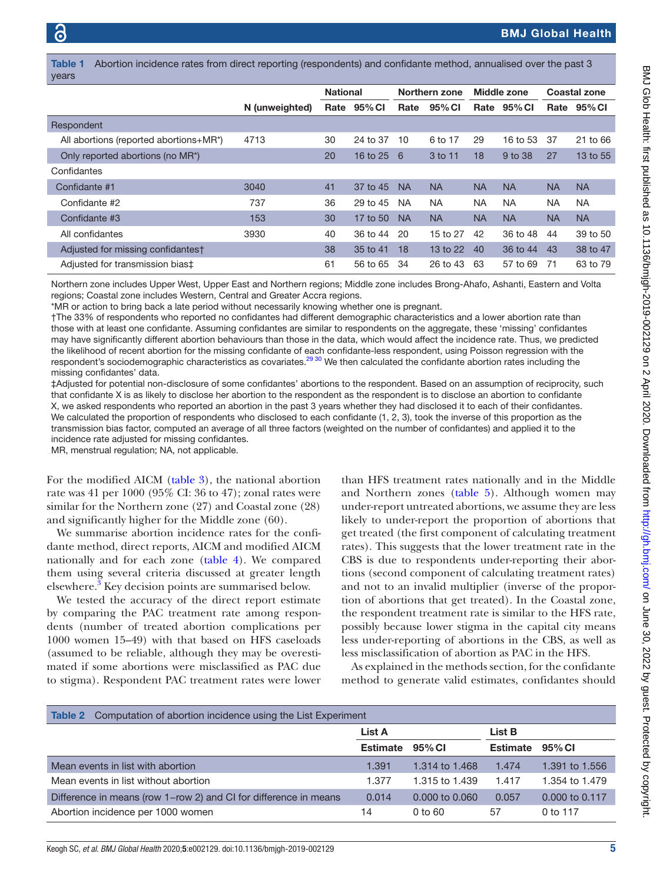Table 1 Abortion incidence rates from direct reporting (respondents) and confidante method, annualised over the past 3 years

| | N (unweighted) | National | | Northern zone | | Middle zone | | Coastal zone | |
|---|---|---|---|---|---|---|---|---|---|
| | | Rate | 95% CI | Rate | 95% CI | Rate | 95% CI | Rate | 95% CI |
| Respondent | | | | | | | | | |
| All abortions (reported abortions+MR*) | 4713 | 30 | 24 to 37 | 10 | 6 to 17 | 29 | 16 to 53 | 37 | 21 to 66 |
| Only reported abortions (no MR*) | | 20 | 16 to 25 | 6 | 3 to 11 | 18 | 9 to 38 | 27 | 13 to 55 |
| Confidantes | | | | | | | | | |
| Confidante #1 | 3040 | 41 | 37 to 45 | NA | NA | NA | NA | NA | NA |
| Confidante #2 | 737 | 36 | 29 to 45 | NA | NA | NA | NA | NA | NA |
| Confidante #3 | 153 | 30 | 17 to 50 | NA | NA | NA | NA | NA | NA |
| All confidantes | 3930 | 40 | 36 to 44 | 20 | 15 to 27 | 42 | 36 to 48 | 44 | 39 to 50 |
| Adjusted for missing confidantes† | | 38 | 35 to 41 | 18 | 13 to 22 | 40 | 36 to 44 | 43 | 38 to 47 |
| Adjusted for transmission bias‡ | | 61 | 56 to 65 | 34 | 26 to 43 | 63 | 57 to 69 | 71 | 63 to 79 |

Northern zone includes Upper West, Upper East and Northern regions; Middle zone includes Brong-Ahafo, Ashanti, Eastern and Volta regions; Coastal zone includes Western, Central and Greater Accra regions.

*MR or action to bring back a late period without necessarily knowing whether one is pregnant.

†The 33% of respondents who reported no confidantes had different demographic characteristics and a lower abortion rate than those with at least one confidante. Assuming confidantes are similar to respondents on the aggregate, these 'missing' confidantes may have significantly different abortion behaviours than those in the data, which would affect the incidence rate. Thus, we predicted the likelihood of recent abortion for the missing confidante of each confidante-less respondent, using Poisson regression with the respondent's sociodemographic characteristics as covariates.[29 30] We then calculated the confidante abortion rates including the missing confidantes' data.

‡Adjusted for potential non-disclosure of some confidantes' abortions to the respondent. Based on an assumption of reciprocity, such that confidante X is as likely to disclose her abortion to the respondent as the respondent is to disclose an abortion to confidante X, we asked respondents who reported an abortion in the past 3 years whether they had disclosed it to each of their confidantes. We calculated the proportion of respondents who disclosed to each confidante (1, 2, 3), took the inverse of this proportion as the transmission bias factor, computed an average of all three factors (weighted on the number of confidantes) and applied it to the incidence rate adjusted for missing confidantes.

MR, menstrual regulation; NA, not applicable.

For the modified AICM (table 3), the national abortion rate was 41 per 1000 (95% CI: 36 to 47); zonal rates were similar for the Northern zone (27) and Coastal zone (28) and significantly higher for the Middle zone (60).

We summarise abortion incidence rates for the confidante method, direct reports, AICM and modified AICM nationally and for each zone (table 4). We compared them using several criteria discussed at greater length elsewhere.[3] Key decision points are summarised below.

We tested the accuracy of the direct report estimate by comparing the PAC treatment rate among respondents (number of treated abortion complications per 1000 women 15–49) with that based on HFS caseloads (assumed to be reliable, although they may be overestimated if some abortions were misclassified as PAC due to stigma). Respondent PAC treatment rates were lower than HFS treatment rates nationally and in the Middle and Northern zones (table 5). Although women may under-report untreated abortions, we assume they are less likely to under-report the proportion of abortions that get treated (the first component of calculating treatment rates). This suggests that the lower treatment rate in the CBS is due to respondents under-reporting their abortions (second component of calculating treatment rates) and not to an invalid multiplier (inverse of the proportion of abortions that get treated). In the Coastal zone, the respondent treatment rate is similar to the HFS rate, possibly because lower stigma in the capital city means less under-reporting of abortions in the CBS, as well as less misclassification of abortion as PAC in the HFS.

As explained in the methods section, for the confidante method to generate valid estimates, confidantes should

Table 2 Computation of abortion incidence using the List Experiment

| | List A | | List B | |
|---|---|---|---|---|
| | Estimate | 95% CI | Estimate | 95% CI |
| Mean events in list with abortion | 1.391 | 1.314 to 1.468 | 1.474 | 1.391 to 1.556 |
| Mean events in list without abortion | 1.377 | 1.315 to 1.439 | 1.417 | 1.354 to 1.479 |
| Difference in means (row 1–row 2) and CI for difference in means | 0.014 | 0.000 to 0.060 | 0.057 | 0.000 to 0.117 |
| Abortion incidence per 1000 women | 14 | 0 to 60 | 57 | 0 to 117 |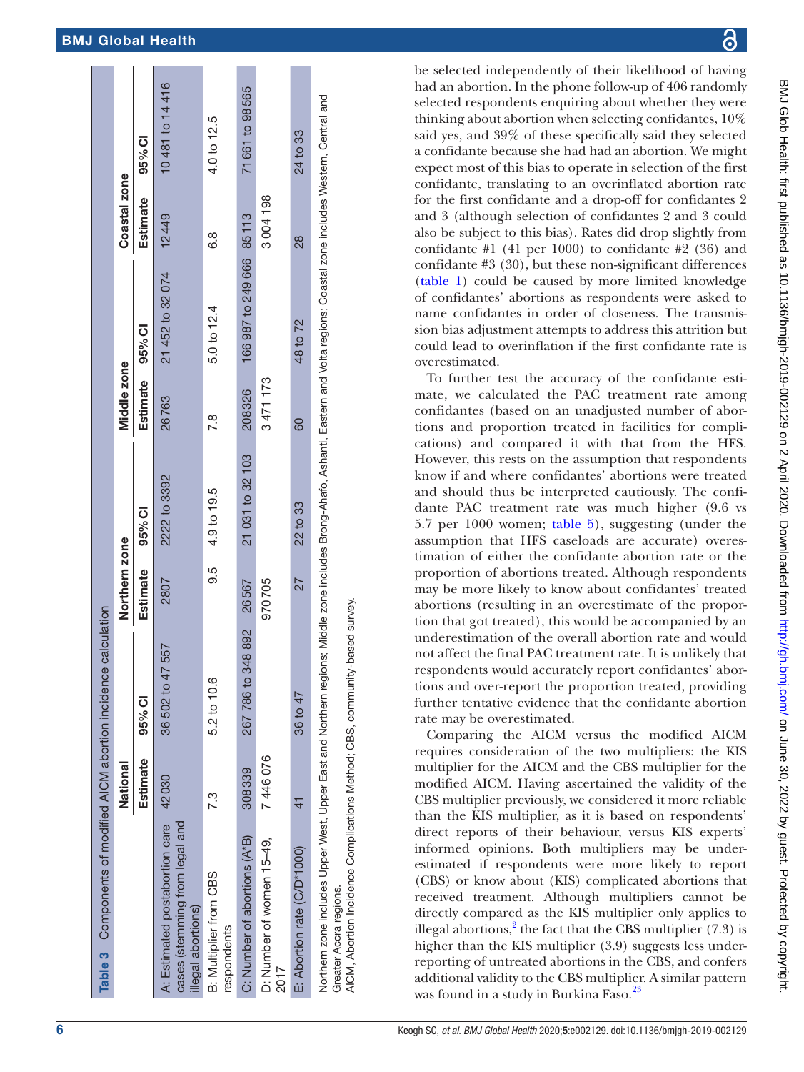**Table 3** Components of modified AICM abortion incidence calculation

| | National | | Northern zone | | Middle zone | | Coastal zone | |
|---|---|---|---|---|---|---|---|---|
| | Estimate | 95% CI | Estimate | 95% CI | Estimate | 95% CI | Estimate | 95% CI |
| A: Estimated postabortion care cases (stemming from legal and illegal abortions) | 42 030 | 36 502 to 47 557 | 2807 | 2222 to 3392 | 26 763 | 21 452 to 32 074 | 12 449 | 10 481 to 14 416 |
| B: Multiplier from CBS respondents | 7.3 | 5.2 to 10.6 | 9.5 | 4.9 to 19.5 | 7.8 | 5.0 to 12.4 | 6.8 | 4.0 to 12.5 |
| C: Number of abortions (A*B) | 308 339 | 267 786 to 348 892 | 26 567 | 21 031 to 32 103 | 208 326 | 166 987 to 249 666 | 85 113 | 71 661 to 98 565 |
| D: Number of women 15–49, 2017 | 7 446 076 | | 970 705 | | 3 471 173 | | 3 004 198 | |
| E: Abortion rate (C/D*1000) | 41 | 36 to 47 | 27 | 22 to 33 | 60 | 48 to 72 | 28 | 24 to 33 |

Northern zone includes Upper West, Upper East and Northern regions; Middle zone includes Brong-Ahafo, Ashanti, Eastern and Volta regions; Coastal zone includes Western, Central and Greater Accra regions.

AICM, Abortion Incidence Complications Method; CBS, community-based survey.

be selected independently of their likelihood of having had an abortion. In the phone follow-up of 406 randomly selected respondents enquiring about whether they were thinking about abortion when selecting confidantes, 10% said yes, and 39% of these specifically said they selected a confidante because she had had an abortion. We might expect most of this bias to operate in selection of the first confidante, translating to an overinflated abortion rate for the first confidante and a drop-off for confidantes 2 and 3 (although selection of confidantes 2 and 3 could also be subject to this bias). Rates did drop slightly from confidante #1 (41 per 1000) to confidante #2 (36) and confidante #3 (30), but these non-significant differences (table 1) could be caused by more limited knowledge of confidantes' abortions as respondents were asked to name confidantes in order of closeness. The transmission bias adjustment attempts to address this attrition but could lead to overinflation if the first confidante rate is overestimated.

To further test the accuracy of the confidante estimate, we calculated the PAC treatment rate among confidantes (based on an unadjusted number of abortions and proportion treated in facilities for complications) and compared it with that from the HFS. However, this rests on the assumption that respondents know if and where confidantes' abortions were treated and should thus be interpreted cautiously. The confidante PAC treatment rate was much higher (9.6 vs 5.7 per 1000 women; table 5), suggesting (under the assumption that HFS caseloads are accurate) overestimation of either the confidante abortion rate or the proportion of abortions treated. Although respondents may be more likely to know about confidantes' treated abortions (resulting in an overestimate of the proportion that got treated), this would be accompanied by an underestimation of the overall abortion rate and would not affect the final PAC treatment rate. It is unlikely that respondents would accurately report confidantes' abortions and over-report the proportion treated, providing further tentative evidence that the confidante abortion rate may be overestimated.

Comparing the AICM versus the modified AICM requires consideration of the two multipliers: the KIS multiplier for the AICM and the CBS multiplier for the modified AICM. Having ascertained the validity of the CBS multiplier previously, we considered it more reliable than the KIS multiplier, as it is based on respondents' direct reports of their behaviour, versus KIS experts' informed opinions. Both multipliers may be underestimated if respondents were more likely to report (CBS) or know about (KIS) complicated abortions that received treatment. Although multipliers cannot be directly compared as the KIS multiplier only applies to illegal abortions,[2] the fact that the CBS multiplier (7.3) is higher than the KIS multiplier (3.9) suggests less underreporting of untreated abortions in the CBS, and confers additional validity to the CBS multiplier. A similar pattern was found in a study in Burkina Faso.[23]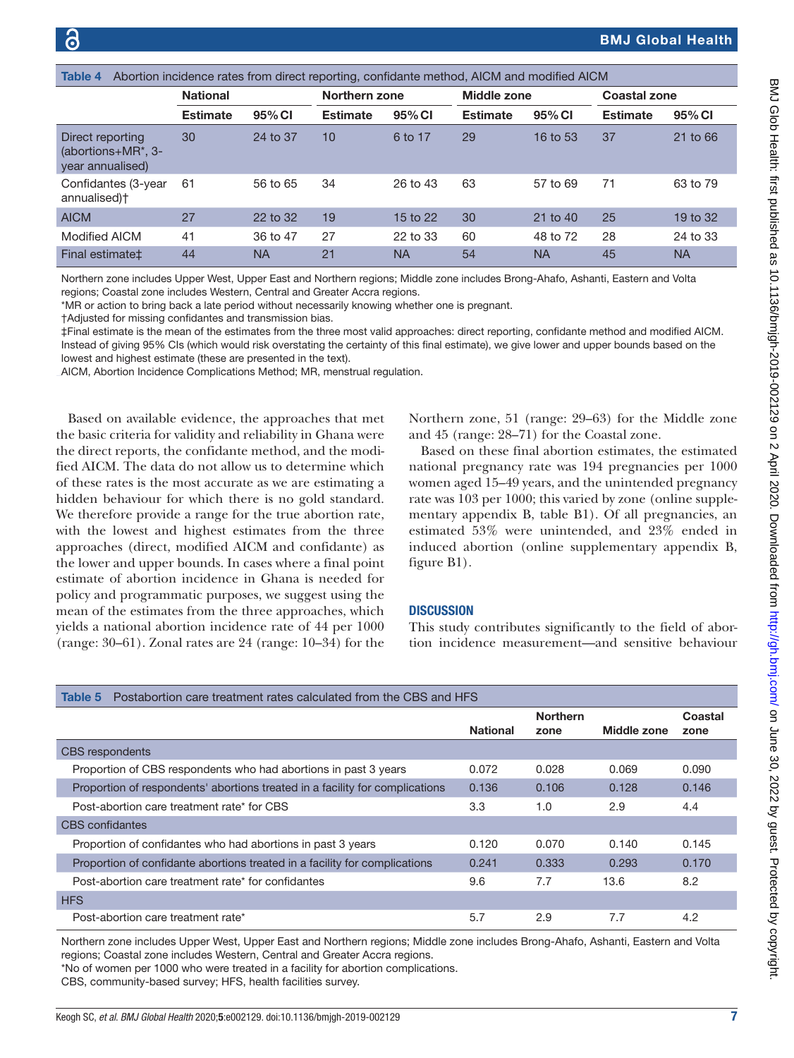**Table 4** Abortion incidence rates from direct reporting, confidante method, AICM and modified AICM

| | National | | Northern zone | | Middle zone | | Coastal zone | |
|---|---|---|---|---|---|---|---|---|
| | Estimate | 95% CI | Estimate | 95% CI | Estimate | 95% CI | Estimate | 95% CI |
| Direct reporting (abortions+MR*, 3-year annualised) | 30 | 24 to 37 | 10 | 6 to 17 | 29 | 16 to 53 | 37 | 21 to 66 |
| Confidantes (3-year annualised)† | 61 | 56 to 65 | 34 | 26 to 43 | 63 | 57 to 69 | 71 | 63 to 79 |
| AICM | 27 | 22 to 32 | 19 | 15 to 22 | 30 | 21 to 40 | 25 | 19 to 32 |
| Modified AICM | 41 | 36 to 47 | 27 | 22 to 33 | 60 | 48 to 72 | 28 | 24 to 33 |
| Final estimate‡ | 44 | NA | 21 | NA | 54 | NA | 45 | NA |

Northern zone includes Upper West, Upper East and Northern regions; Middle zone includes Brong-Ahafo, Ashanti, Eastern and Volta regions; Coastal zone includes Western, Central and Greater Accra regions.
*MR or action to bring back a late period without necessarily knowing whether one is pregnant.
†Adjusted for missing confidantes and transmission bias.
‡Final estimate is the mean of the estimates from the three most valid approaches: direct reporting, confidante method and modified AICM. Instead of giving 95% CIs (which would risk overstating the certainty of this final estimate), we give lower and upper bounds based on the lowest and highest estimate (these are presented in the text).
AICM, Abortion Incidence Complications Method; MR, menstrual regulation.

Based on available evidence, the approaches that met the basic criteria for validity and reliability in Ghana were the direct reports, the confidante method, and the modified AICM. The data do not allow us to determine which of these rates is the most accurate as we are estimating a hidden behaviour for which there is no gold standard. We therefore provide a range for the true abortion rate, with the lowest and highest estimates from the three approaches (direct, modified AICM and confidante) as the lower and upper bounds. In cases where a final point estimate of abortion incidence in Ghana is needed for policy and programmatic purposes, we suggest using the mean of the estimates from the three approaches, which yields a national abortion incidence rate of 44 per 1000 (range: 30–61). Zonal rates are 24 (range: 10–34) for the Northern zone, 51 (range: 29–63) for the Middle zone and 45 (range: 28–71) for the Coastal zone.

Based on these final abortion estimates, the estimated national pregnancy rate was 194 pregnancies per 1000 women aged 15–49 years, and the unintended pregnancy rate was 103 per 1000; this varied by zone (online supplementary appendix B, table B1). Of all pregnancies, an estimated 53% were unintended, and 23% ended in induced abortion (online supplementary appendix B, figure B1).

## DISCUSSION

This study contributes significantly to the field of abortion incidence measurement—and sensitive behaviour

**Table 5** Postabortion care treatment rates calculated from the CBS and HFS

| | National | Northern zone | Middle zone | Coastal zone |
|---|---|---|---|---|
| CBS respondents | | | | |
| Proportion of CBS respondents who had abortions in past 3 years | 0.072 | 0.028 | 0.069 | 0.090 |
| Proportion of respondents' abortions treated in a facility for complications | 0.136 | 0.106 | 0.128 | 0.146 |
| Post-abortion care treatment rate* for CBS | 3.3 | 1.0 | 2.9 | 4.4 |
| CBS confidantes | | | | |
| Proportion of confidantes who had abortions in past 3 years | 0.120 | 0.070 | 0.140 | 0.145 |
| Proportion of confidante abortions treated in a facility for complications | 0.241 | 0.333 | 0.293 | 0.170 |
| Post-abortion care treatment rate* for confidantes | 9.6 | 7.7 | 13.6 | 8.2 |
| HFS | | | | |
| Post-abortion care treatment rate* | 5.7 | 2.9 | 7.7 | 4.2 |

Northern zone includes Upper West, Upper East and Northern regions; Middle zone includes Brong-Ahafo, Ashanti, Eastern and Volta regions; Coastal zone includes Western, Central and Greater Accra regions.
*No of women per 1000 who were treated in a facility for abortion complications.
CBS, community-based survey; HFS, health facilities survey.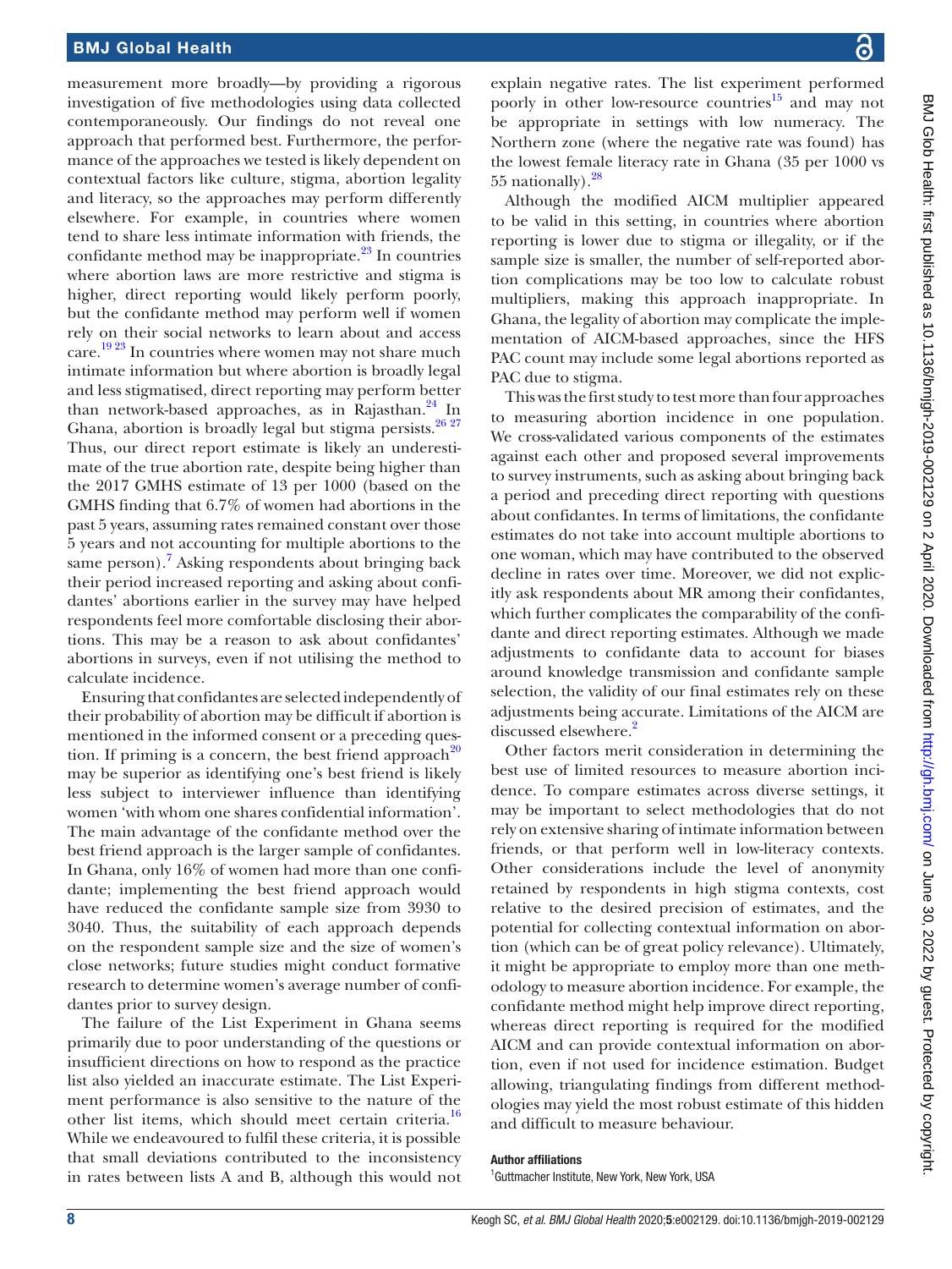measurement more broadly—by providing a rigorous investigation of five methodologies using data collected contemporaneously. Our findings do not reveal one approach that performed best. Furthermore, the performance of the approaches we tested is likely dependent on contextual factors like culture, stigma, abortion legality and literacy, so the approaches may perform differently elsewhere. For example, in countries where women tend to share less intimate information with friends, the confidante method may be inappropriate.[23] In countries where abortion laws are more restrictive and stigma is higher, direct reporting would likely perform poorly, but the confidante method may perform well if women rely on their social networks to learn about and access care.[19,23] In countries where women may not share much intimate information but where abortion is broadly legal and less stigmatised, direct reporting may perform better than network-based approaches, as in Rajasthan.[24] In Ghana, abortion is broadly legal but stigma persists.[26,27] Thus, our direct report estimate is likely an underestimate of the true abortion rate, despite being higher than the 2017 GMHS estimate of 13 per 1000 (based on the GMHS finding that 6.7% of women had abortions in the past 5 years, assuming rates remained constant over those 5 years and not accounting for multiple abortions to the same person).[7] Asking respondents about bringing back their period increased reporting and asking about confidantes' abortions earlier in the survey may have helped respondents feel more comfortable disclosing their abortions. This may be a reason to ask about confidantes' abortions in surveys, even if not utilising the method to calculate incidence.

Ensuring that confidantes are selected independently of their probability of abortion may be difficult if abortion is mentioned in the informed consent or a preceding question. If priming is a concern, the best friend approach[20] may be superior as identifying one's best friend is likely less subject to interviewer influence than identifying women 'with whom one shares confidential information'. The main advantage of the confidante method over the best friend approach is the larger sample of confidantes. In Ghana, only 16% of women had more than one confidante; implementing the best friend approach would have reduced the confidante sample size from 3930 to 3040. Thus, the suitability of each approach depends on the respondent sample size and the size of women's close networks; future studies might conduct formative research to determine women's average number of confidantes prior to survey design.

The failure of the List Experiment in Ghana seems primarily due to poor understanding of the questions or insufficient directions on how to respond as the practice list also yielded an inaccurate estimate. The List Experiment performance is also sensitive to the nature of the other list items, which should meet certain criteria.[16] While we endeavoured to fulfil these criteria, it is possible that small deviations contributed to the inconsistency in rates between lists A and B, although this would not explain negative rates. The list experiment performed poorly in other low-resource countries[15] and may not be appropriate in settings with low numeracy. The Northern zone (where the negative rate was found) has the lowest female literacy rate in Ghana (35 per 1000 vs 55 nationally).[28]

Although the modified AICM multiplier appeared to be valid in this setting, in countries where abortion reporting is lower due to stigma or illegality, or if the sample size is smaller, the number of self-reported abortion complications may be too low to calculate robust multipliers, making this approach inappropriate. In Ghana, the legality of abortion may complicate the implementation of AICM-based approaches, since the HFS PAC count may include some legal abortions reported as PAC due to stigma.

This was the first study to test more than four approaches to measuring abortion incidence in one population. We cross-validated various components of the estimates against each other and proposed several improvements to survey instruments, such as asking about bringing back a period and preceding direct reporting with questions about confidantes. In terms of limitations, the confidante estimates do not take into account multiple abortions to one woman, which may have contributed to the observed decline in rates over time. Moreover, we did not explicitly ask respondents about MR among their confidantes, which further complicates the comparability of the confidante and direct reporting estimates. Although we made adjustments to confidante data to account for biases around knowledge transmission and confidante sample selection, the validity of our final estimates rely on these adjustments being accurate. Limitations of the AICM are discussed elsewhere.[2]

Other factors merit consideration in determining the best use of limited resources to measure abortion incidence. To compare estimates across diverse settings, it may be important to select methodologies that do not rely on extensive sharing of intimate information between friends, or that perform well in low-literacy contexts. Other considerations include the level of anonymity retained by respondents in high stigma contexts, cost relative to the desired precision of estimates, and the potential for collecting contextual information on abortion (which can be of great policy relevance). Ultimately, it might be appropriate to employ more than one methodology to measure abortion incidence. For example, the confidante method might help improve direct reporting, whereas direct reporting is required for the modified AICM and can provide contextual information on abortion, even if not used for incidence estimation. Budget allowing, triangulating findings from different methodologies may yield the most robust estimate of this hidden and difficult to measure behaviour.

**Author affiliations**

[1]Guttmacher Institute, New York, New York, USA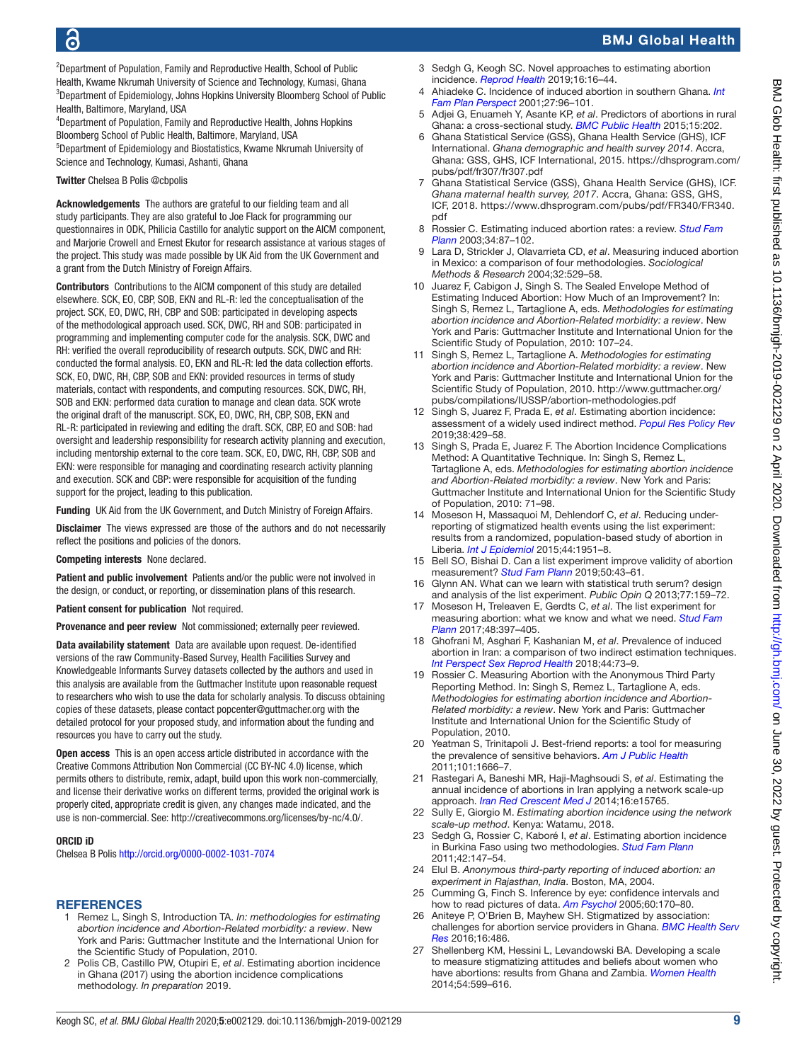[2]Department of Population, Family and Reproductive Health, School of Public Health, Kwame Nkrumah University of Science and Technology, Kumasi, Ghana
[3]Department of Epidemiology, Johns Hopkins University Bloomberg School of Public Health, Baltimore, Maryland, USA
[4]Department of Population, Family and Reproductive Health, Johns Hopkins Bloomberg School of Public Health, Baltimore, Maryland, USA
[5]Department of Epidemiology and Biostatistics, Kwame Nkrumah University of Science and Technology, Kumasi, Ashanti, Ghana

**Twitter** Chelsea B Polis @cbpolis

**Acknowledgements** The authors are grateful to our fielding team and all study participants. They are also grateful to Joe Flack for programming our questionnaires in ODK, Philicia Castillo for analytic support on the AICM component, and Marjorie Crowell and Ernest Ekutor for research assistance at various stages of the project. This study was made possible by UK Aid from the UK Government and a grant from the Dutch Ministry of Foreign Affairs.

**Contributors** Contributions to the AICM component of this study are detailed elsewhere. SCK, EO, CBP, SOB, EKN and RL-R: led the conceptualisation of the project. SCK, EO, DWC, RH, CBP and SOB: participated in developing aspects of the methodological approach used. SCK, DWC, RH and SOB: participated in programming and implementing computer code for the analysis. SCK, DWC and RH: verified the overall reproducibility of research outputs. SCK, DWC and RH: conducted the formal analysis. EO, EKN and RL-R: led the data collection efforts. SCK, EO, DWC, RH, CBP, SOB and EKN: provided resources in terms of study materials, contact with respondents, and computing resources. SCK, DWC, RH, SOB and EKN: performed data curation to manage and clean data. SCK wrote the original draft of the manuscript. SCK, EO, DWC, RH, CBP, SOB, EKN and RL-R: participated in reviewing and editing the draft. SCK, CBP, EO and SOB: had oversight and leadership responsibility for research activity planning and execution, including mentorship external to the core team. SCK, EO, DWC, RH, CBP, SOB and EKN: were responsible for managing and coordinating research activity planning and execution. SCK and CBP: were responsible for acquisition of the funding support for the project, leading to this publication.

**Funding** UK Aid from the UK Government, and Dutch Ministry of Foreign Affairs.

**Disclaimer** The views expressed are those of the authors and do not necessarily reflect the positions and policies of the donors.

**Competing interests** None declared.

**Patient and public involvement** Patients and/or the public were not involved in the design, or conduct, or reporting, or dissemination plans of this research.

**Patient consent for publication** Not required.

**Provenance and peer review** Not commissioned; externally peer reviewed.

**Data availability statement** Data are available upon request. De-identified versions of the raw Community-Based Survey, Health Facilities Survey and Knowledgeable Informants Survey datasets collected by the authors and used in this analysis are available from the Guttmacher Institute upon reasonable request to researchers who wish to use the data for scholarly analysis. To discuss obtaining copies of these datasets, please contact popcenter@guttmacher.org with the detailed protocol for your proposed study, and information about the funding and resources you have to carry out the study.

**Open access** This is an open access article distributed in accordance with the Creative Commons Attribution Non Commercial (CC BY-NC 4.0) license, which permits others to distribute, remix, adapt, build upon this work non-commercially, and license their derivative works on different terms, provided the original work is properly cited, appropriate credit is given, any changes made indicated, and the use is non-commercial. See: http://creativecommons.org/licenses/by-nc/4.0/.

### ORCID iD

Chelsea B Polis http://orcid.org/0000-0002-1031-7074

## REFERENCES

1. Remez L, Singh S, Introduction TA. *In: methodologies for estimating abortion incidence and Abortion-Related morbidity: a review*. New York and Paris: Guttmacher Institute and the International Union for the Scientific Study of Population, 2010.
2. Polis CB, Castillo PW, Otupiri E, *et al*. Estimating abortion incidence in Ghana (2017) using the abortion incidence complications methodology. *In preparation* 2019.
3. Sedgh G, Keogh SC. Novel approaches to estimating abortion incidence. *Reprod Health* 2019;16:16–44.
4. Ahiadeke C. Incidence of induced abortion in southern Ghana. *Int Fam Plan Perspect* 2001;27:96–101.
5. Adjei G, Enuameh Y, Asante KP, *et al*. Predictors of abortions in rural Ghana: a cross-sectional study. *BMC Public Health* 2015;15:202.
6. Ghana Statistical Service (GSS), Ghana Health Service (GHS), ICF International. *Ghana demographic and health survey 2014*. Accra, Ghana: GSS, GHS, ICF International, 2015. https://dhsprogram.com/pubs/pdf/fr307/fr307.pdf
7. Ghana Statistical Service (GSS), Ghana Health Service (GHS), ICF. *Ghana maternal health survey, 2017*. Accra, Ghana: GSS, GHS, ICF, 2018. https://www.dhsprogram.com/pubs/pdf/FR340/FR340.pdf
8. Rossier C. Estimating induced abortion rates: a review. *Stud Fam Plann* 2003;34:87–102.
9. Lara D, Strickler J, Olavarrieta CD, *et al*. Measuring induced abortion in Mexico: a comparison of four methodologies. *Sociological Methods & Research* 2004;32:529–58.
10. Juarez F, Cabigon J, Singh S. The Sealed Envelope Method of Estimating Induced Abortion: How Much of an Improvement? In: Singh S, Remez L, Tartaglione A, eds. *Methodologies for estimating abortion incidence and Abortion-Related morbidity: a review*. New York and Paris: Guttmacher Institute and International Union for the Scientific Study of Population, 2010: 107–24.
11. Singh S, Remez L, Tartaglione A. *Methodologies for estimating abortion incidence and Abortion-Related morbidity: a review*. New York and Paris: Guttmacher Institute and International Union for the Scientific Study of Population, 2010. http://www.guttmacher.org/pubs/compilations/IUSSP/abortion-methodologies.pdf
12. Singh S, Juarez F, Prada E, *et al*. Estimating abortion incidence: assessment of a widely used indirect method. *Popul Res Policy Rev* 2019;38:429–58.
13. Singh S, Prada E, Juarez F. The Abortion Incidence Complications Method: A Quantitative Technique. In: Singh S, Remez L, Tartaglione A, eds. *Methodologies for estimating abortion incidence and Abortion-Related morbidity: a review*. New York and Paris: Guttmacher Institute and International Union for the Scientific Study of Population, 2010: 71–98.
14. Moseson H, Massaquoi M, Dehlendorf C, *et al*. Reducing under-reporting of stigmatized health events using the list experiment: results from a randomized, population-based study of abortion in Liberia. *Int J Epidemiol* 2015;44:1951–8.
15. Bell SO, Bishai D. Can a list experiment improve validity of abortion measurement? *Stud Fam Plann* 2019;50:43–61.
16. Glynn AN. What can we learn with statistical truth serum? design and analysis of the list experiment. *Public Opin Q* 2013;77:159–72.
17. Moseson H, Treleaven E, Gerdts C, *et al*. The list experiment for measuring abortion: what we know and what we need. *Stud Fam Plann* 2017;48:397–405.
18. Ghofrani M, Asghari F, Kashanian M, *et al*. Prevalence of induced abortion in Iran: a comparison of two indirect estimation techniques. *Int Perspect Sex Reprod Health* 2018;44:73–9.
19. Rossier C. Measuring Abortion with the Anonymous Third Party Reporting Method. In: Singh S, Remez L, Tartaglione A, eds. *Methodologies for estimating abortion incidence and Abortion-Related morbidity: a review*. New York and Paris: Guttmacher Institute and International Union for the Scientific Study of Population, 2010.
20. Yeatman S, Trinitapoli J. Best-friend reports: a tool for measuring the prevalence of sensitive behaviors. *Am J Public Health* 2011;101:1666–7.
21. Rastegari A, Baneshi MR, Haji-Maghsoudi S, *et al*. Estimating the annual incidence of abortions in Iran applying a network scale-up approach. *Iran Red Crescent Med J* 2014;16:e15765.
22. Sully E, Giorgio M. *Estimating abortion incidence using the network scale-up method*. Kenya: Watamu, 2018.
23. Sedgh G, Rossier C, Kaboré I, *et al*. Estimating abortion incidence in Burkina Faso using two methodologies. *Stud Fam Plann* 2011;42:147–54.
24. Elul B. *Anonymous third-party reporting of induced abortion: an experiment in Rajasthan, India*. Boston, MA, 2004.
25. Cumming G, Finch S. Inference by eye: confidence intervals and how to read pictures of data. *Am Psychol* 2005;60:170–80.
26. Aniteye P, O'Brien B, Mayhew SH. Stigmatized by association: challenges for abortion service providers in Ghana. *BMC Health Serv Res* 2016;16:486.
27. Shellenberg KM, Hessini L, Levandowski BA. Developing a scale to measure stigmatizing attitudes and beliefs about women who have abortions: results from Ghana and Zambia. *Women Health* 2014;54:599–616.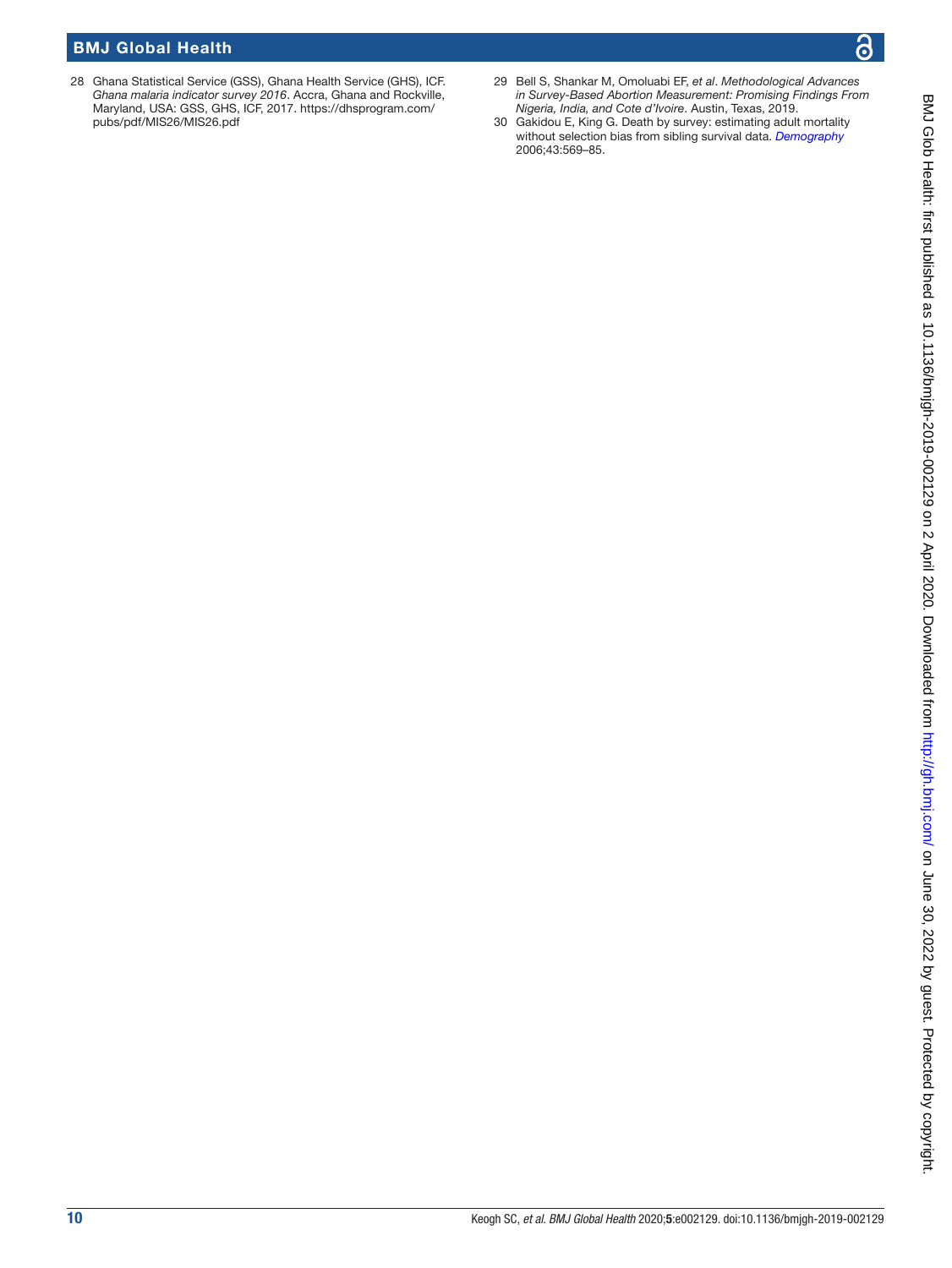28 Ghana Statistical Service (GSS), Ghana Health Service (GHS), ICF. *Ghana malaria indicator survey 2016*. Accra, Ghana and Rockville, Maryland, USA: GSS, GHS, ICF, 2017. https://dhsprogram.com/pubs/pdf/MIS26/MIS26.pdf

29 Bell S, Shankar M, Omoluabi EF, *et al*. *Methodological Advances in Survey-Based Abortion Measurement: Promising Findings From Nigeria, India, and Cote d'Ivoire*. Austin, Texas, 2019.

30 Gakidou E, King G. Death by survey: estimating adult mortality without selection bias from sibling survival data. *Demography* 2006;43:569–85.